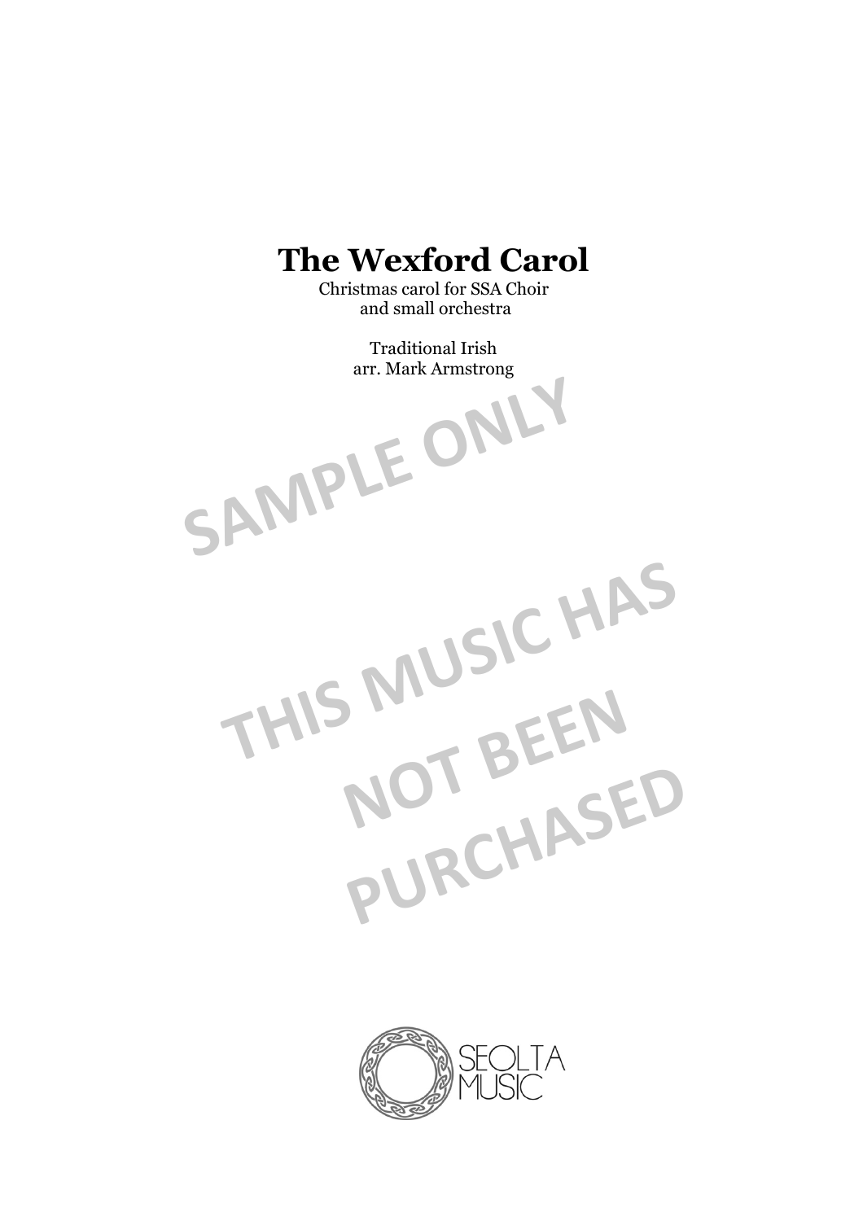# The Wexford Carol

Christmas carol for SSA Choir
and small orchestra

Traditional Irish
arr. Mark Armstrong

SAMPLE ONLY

THIS MUSIC HAS NOT BEEN PURCHASED

SEOLTA MUSIC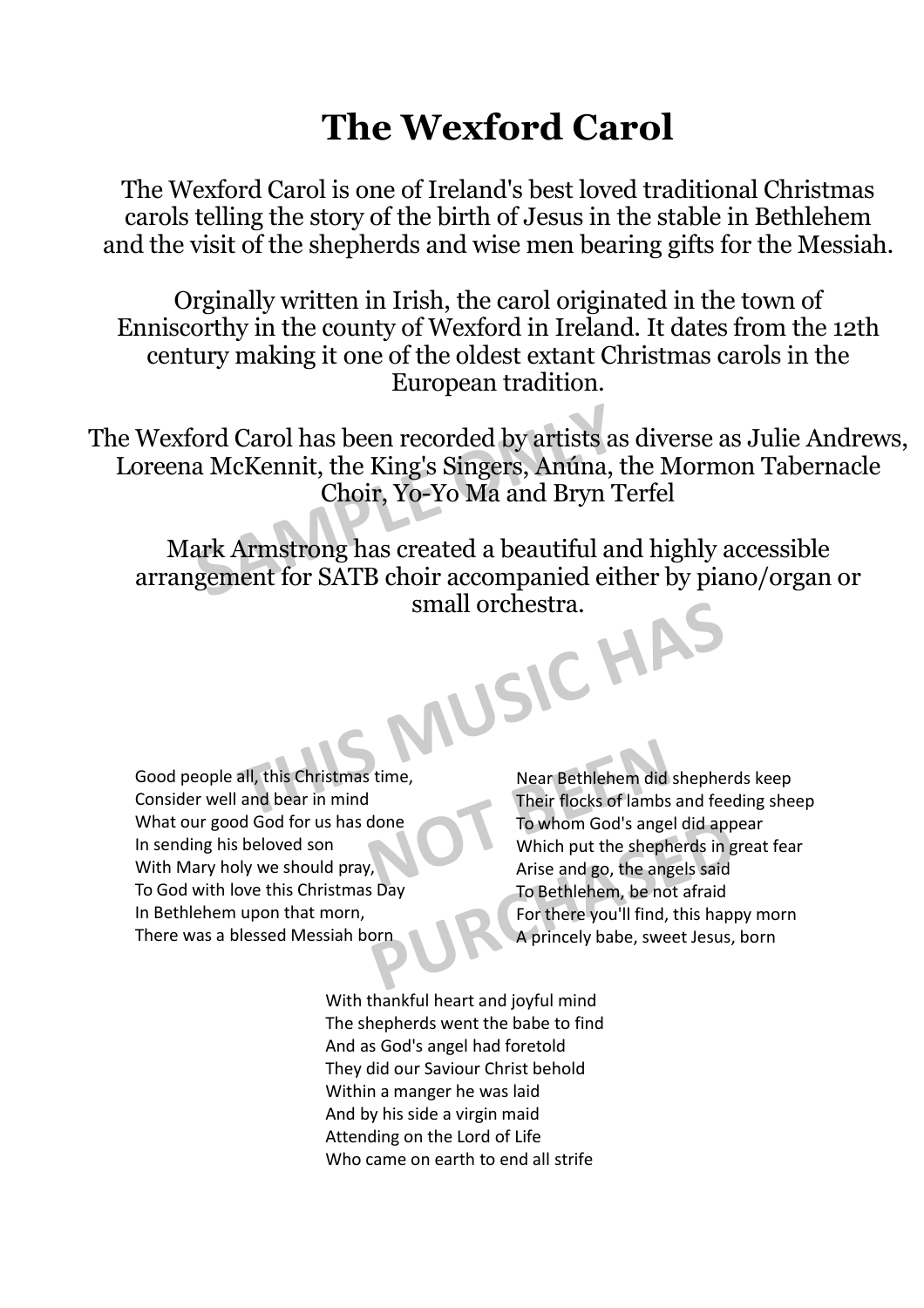# The Wexford Carol

The Wexford Carol is one of Ireland's best loved traditional Christmas carols telling the story of the birth of Jesus in the stable in Bethlehem and the visit of the shepherds and wise men bearing gifts for the Messiah.

Orginally written in Irish, the carol originated in the town of Enniscorthy in the county of Wexford in Ireland. It dates from the 12th century making it one of the oldest extant Christmas carols in the European tradition.

The Wexford Carol has been recorded by artists as diverse as Julie Andrews, Loreena McKennit, the King's Singers, Anúna, the Mormon Tabernacle Choir, Yo-Yo Ma and Bryn Terfel

Mark Armstrong has created a beautiful and highly accessible arrangement for SATB choir accompanied either by piano/organ or small orchestra.

SAMPLE ONLY

THIS MUSIC HAS NOT BEEN PURCHASED

Good people all, this Christmas time,
Consider well and bear in mind
What our good God for us has done
In sending his beloved son
With Mary holy we should pray,
To God with love this Christmas Day
In Bethlehem upon that morn,
There was a blessed Messiah born

Near Bethlehem did shepherds keep
Their flocks of lambs and feeding sheep
To whom God's angel did appear
Which put the shepherds in great fear
Arise and go, the angels said
To Bethlehem, be not afraid
For there you'll find, this happy morn
A princely babe, sweet Jesus, born

With thankful heart and joyful mind
The shepherds went the babe to find
And as God's angel had foretold
They did our Saviour Christ behold
Within a manger he was laid
And by his side a virgin maid
Attending on the Lord of Life
Who came on earth to end all strife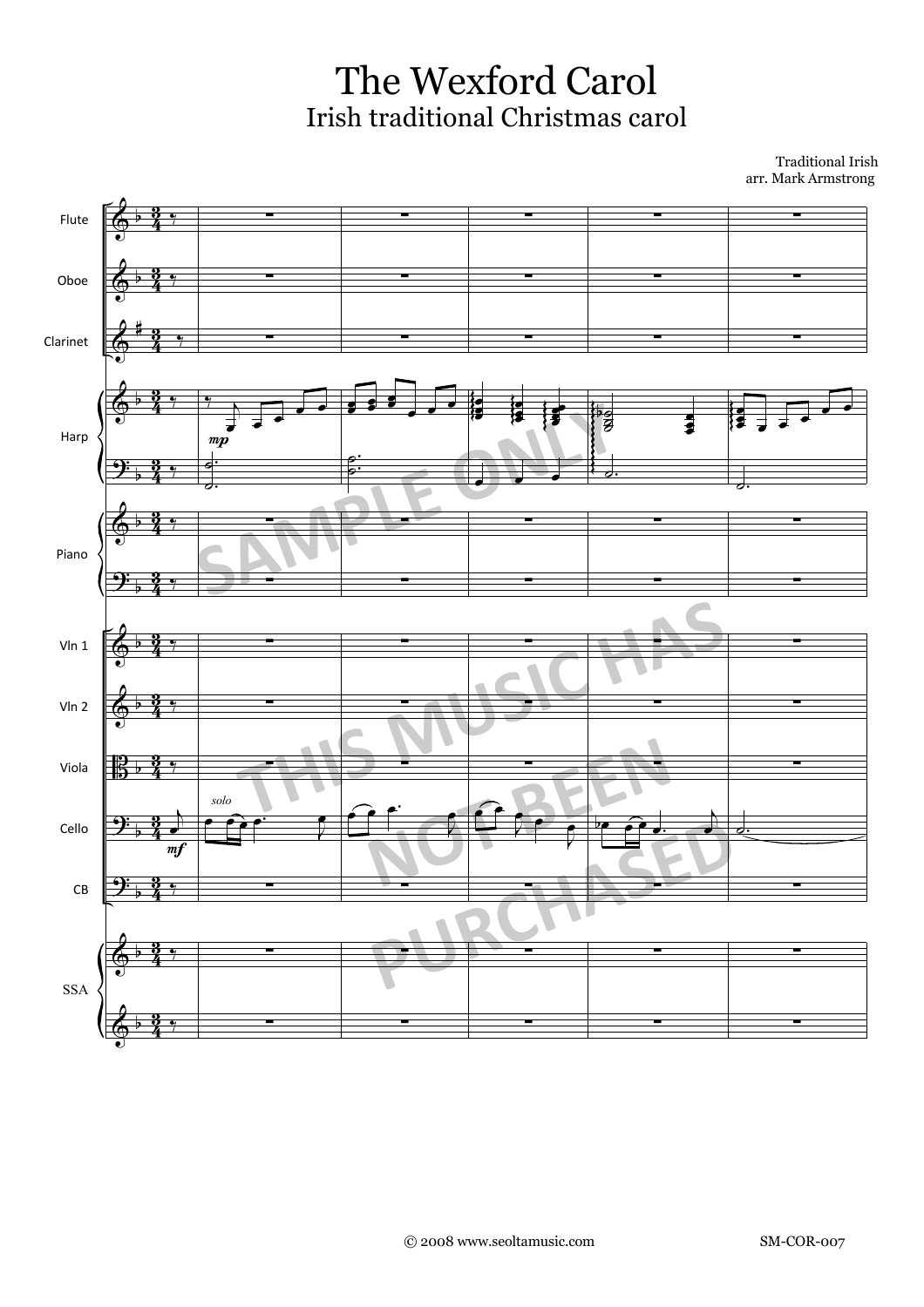# The Wexford Carol

## Irish traditional Christmas carol

Traditional Irish
arr. Mark Armstrong

© 2008 www.seoltamusic.com SM-COR-007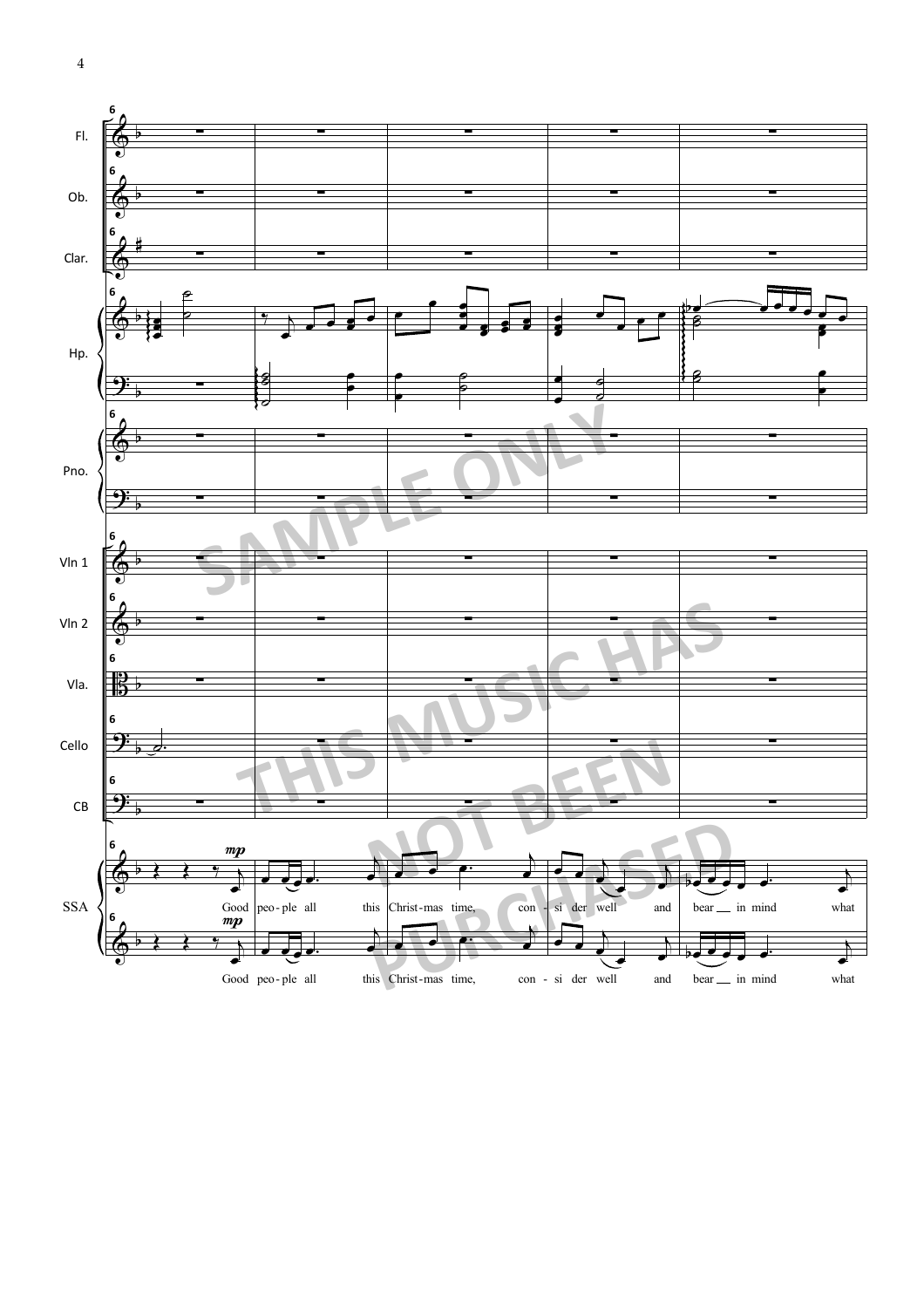Fl.

Ob.

Clar.

Hp.

Pno.

Vln 1

Vln 2

Vla.

Cello

CB

SSA

*mp*

Good peo - ple all this Christ - mas time, con - si der well and bear __ in mind what

*mp*

Good peo - ple all this Christ - mas time, con - si der well and bear __ in mind what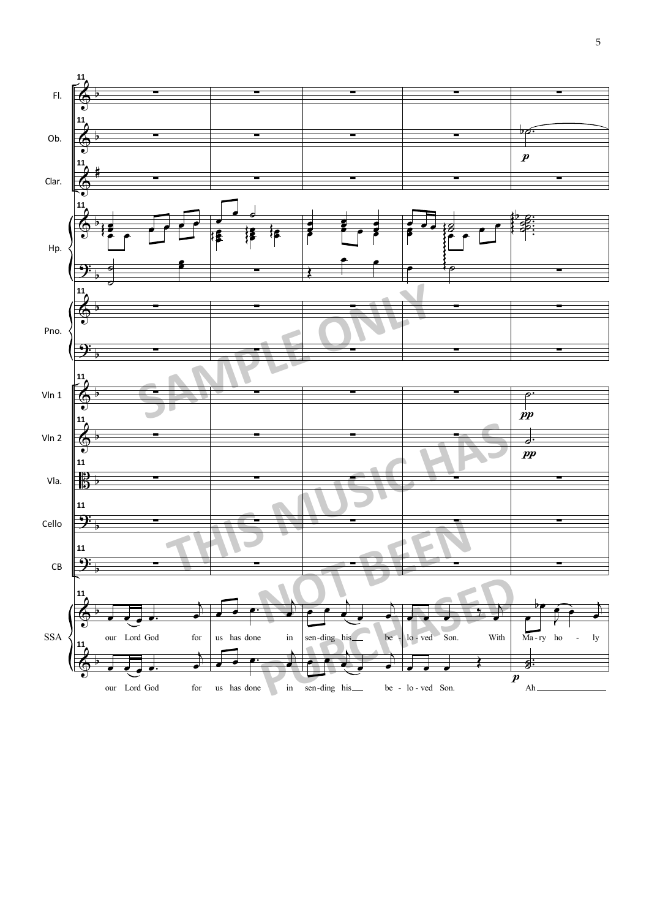our Lord God for us has done in sen-ding his be - lo - ved Son. With Ma - ry ho - ly

our Lord God for us has done in sen-ding his be - lo - ved Son. Ah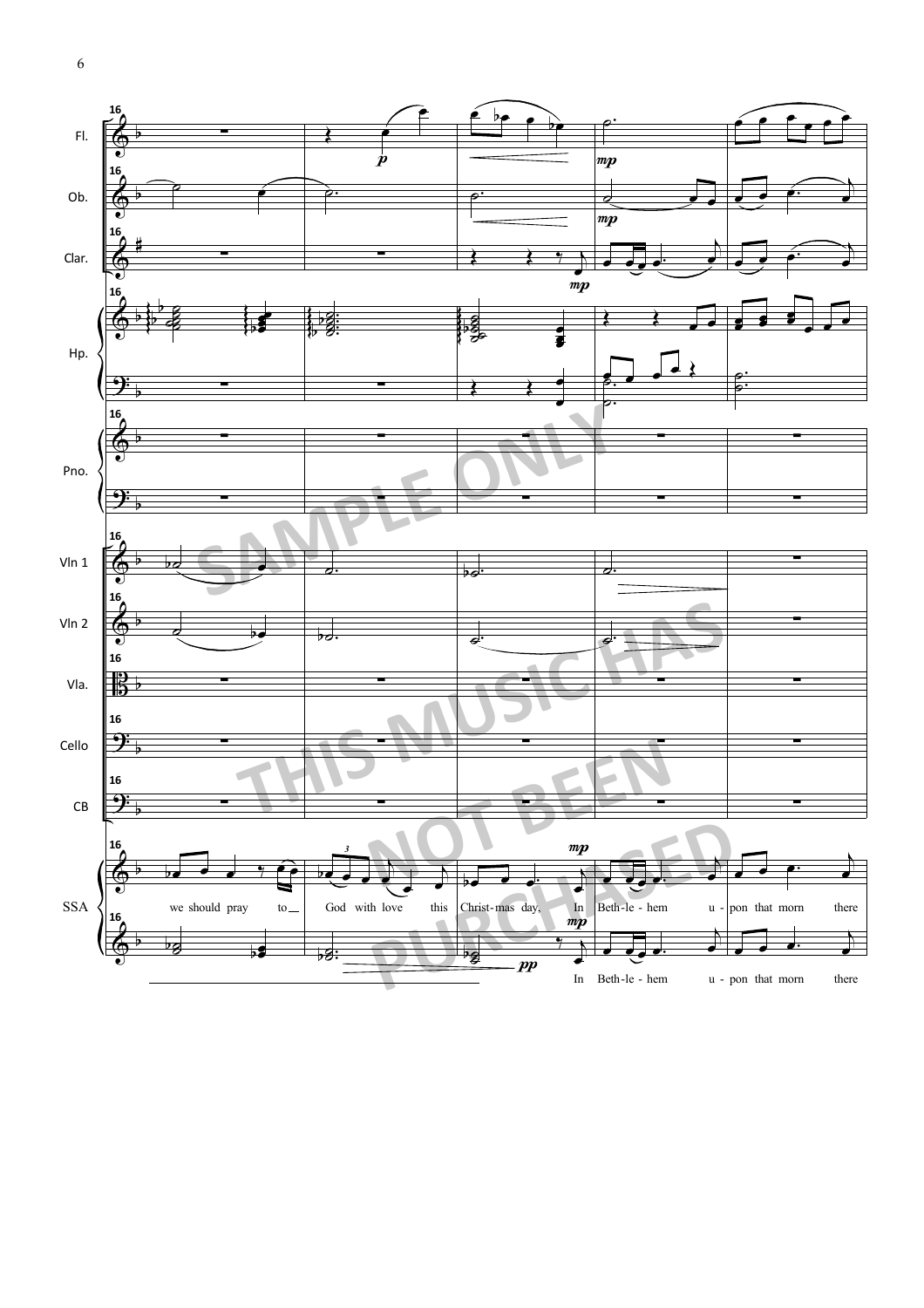we should pray to God with love this Christ-mas day, In Beth-le-hem u-pon that morn there

In Beth-le-hem u-pon that morn there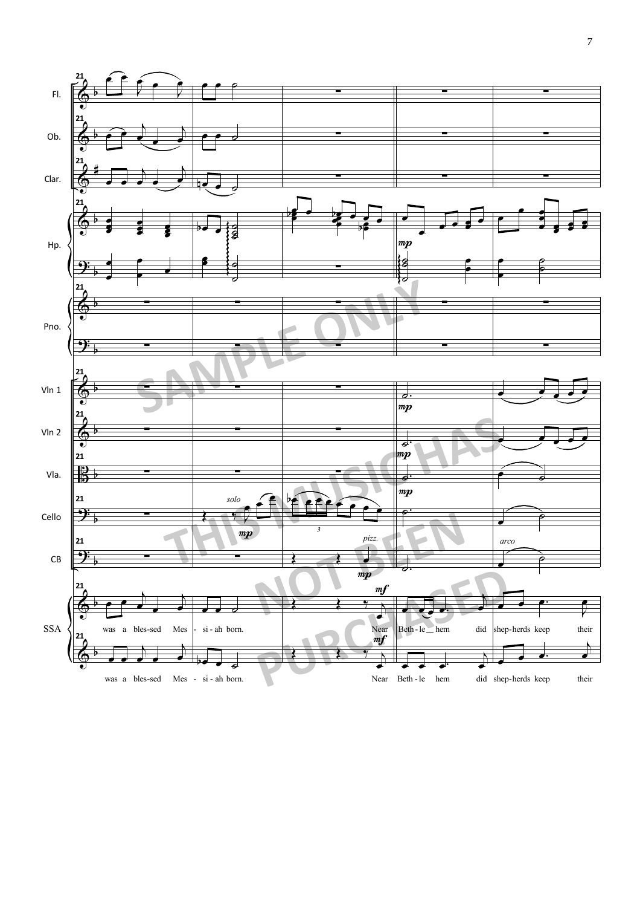Fl.

Ob.

Clar.

Hp.

Pno.

Vln 1

Vln 2

Vla.

Cello

CB

SSA

was a bles-sed Mes - si - ah born. Near Beth - le hem did shep-herds keep their

was a bles-sed Mes - si - ah born. Near Beth - le hem did shep-herds keep their

SAMPLE ONLY

THIS MUSIC HAS NOT BEEN PURCHASED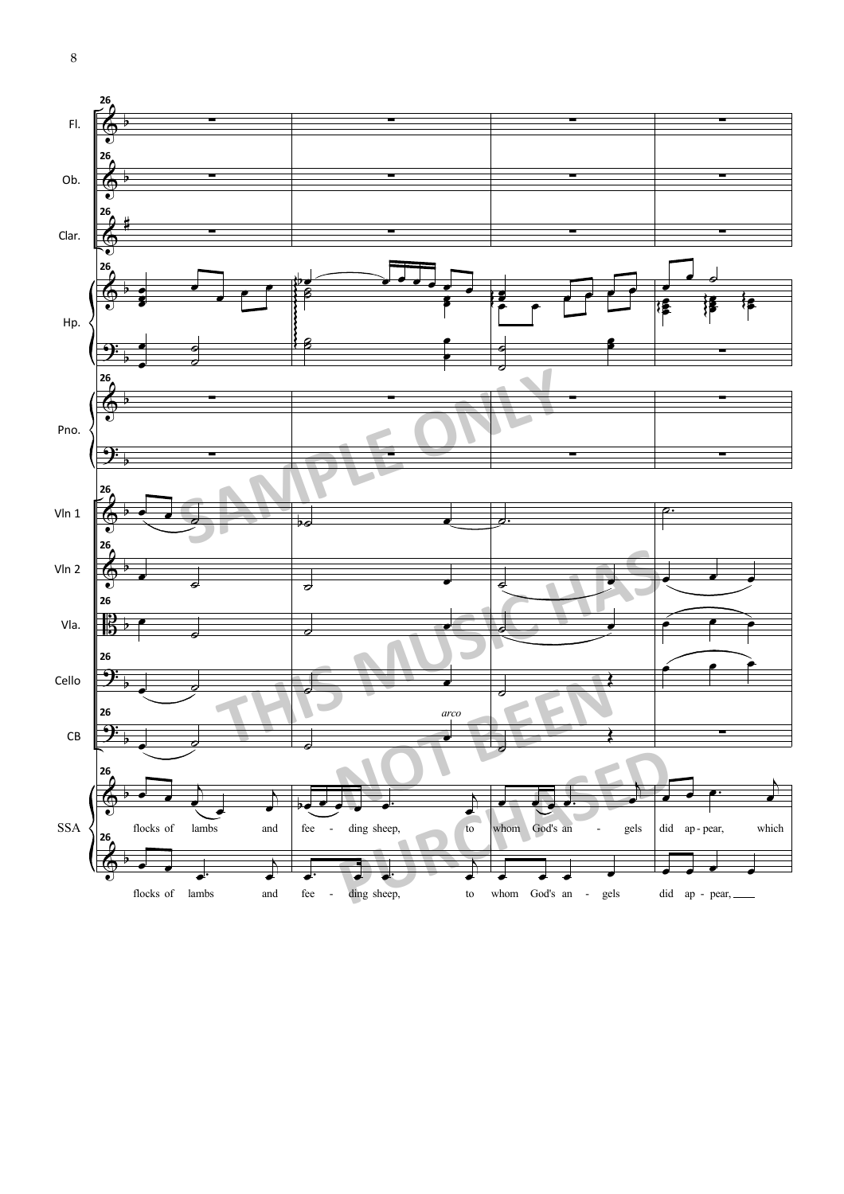Fl.

Ob.

Clar.

Hp.

Pno.

Vln 1

Vln 2

Vla.

Cello

CB

*arco*

SSA

flocks of lambs and fee - ding sheep, to whom God's an - gels did ap - pear, which

flocks of lambs and fee - ding sheep, to whom God's an - gels did ap - pear,

SAMPLE ONLY

THIS MUSIC HAS NOT BEEN PURCHASED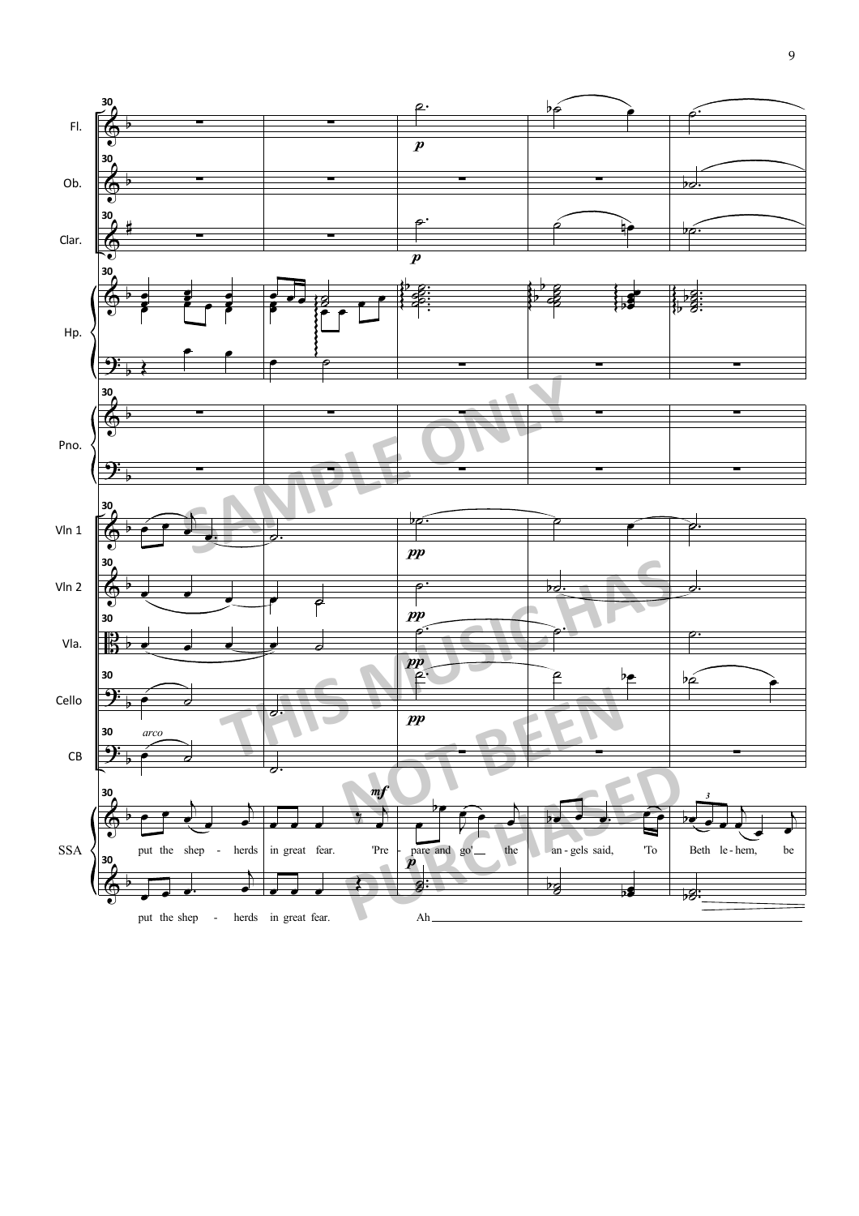Fl.

Ob.

Clar.

Hp.

Pno.

Vln 1

Vln 2

Vla.

Cello

CB

SSA

*arco*

put the shep - herds in great fear. 'Pre - pare and go' the an - gels said, 'To Beth le - hem, be

put the shep - herds in great fear. Ah

SAMPLE ONLY

THIS MUSIC HAS NOT BEEN PURCHASED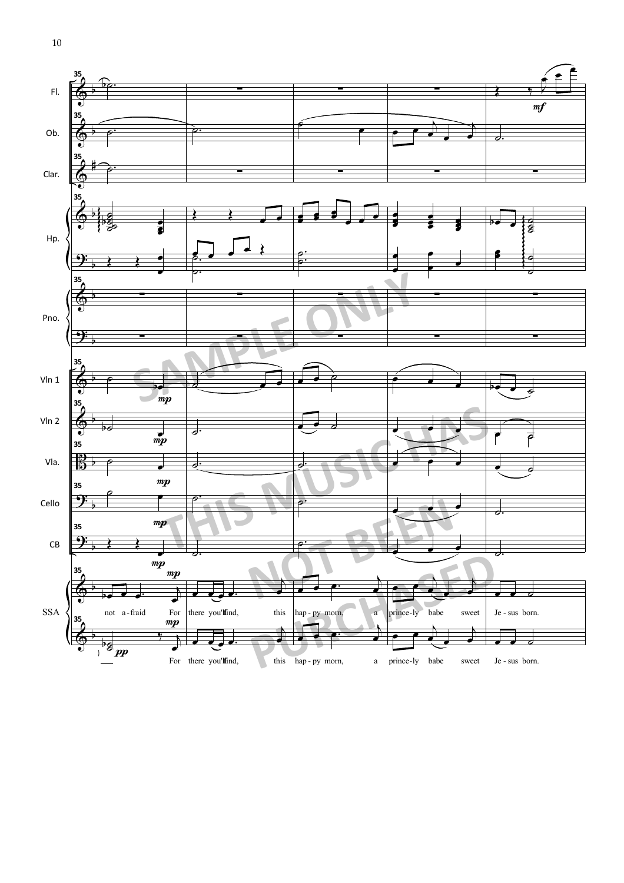Fl.

Ob.

Clar.

Hp.

Pno.

Vln 1

Vln 2

Vla.

Cello

CB

SSA

not a-fraid For there you'll find, this hap-py morn, a prince-ly babe sweet Je-sus born.

For there you'll find, this hap-py morn, a prince-ly babe sweet Je-sus born.

SAMPLE ONLY

THIS MUSIC HAS NOT BEEN PURCHASED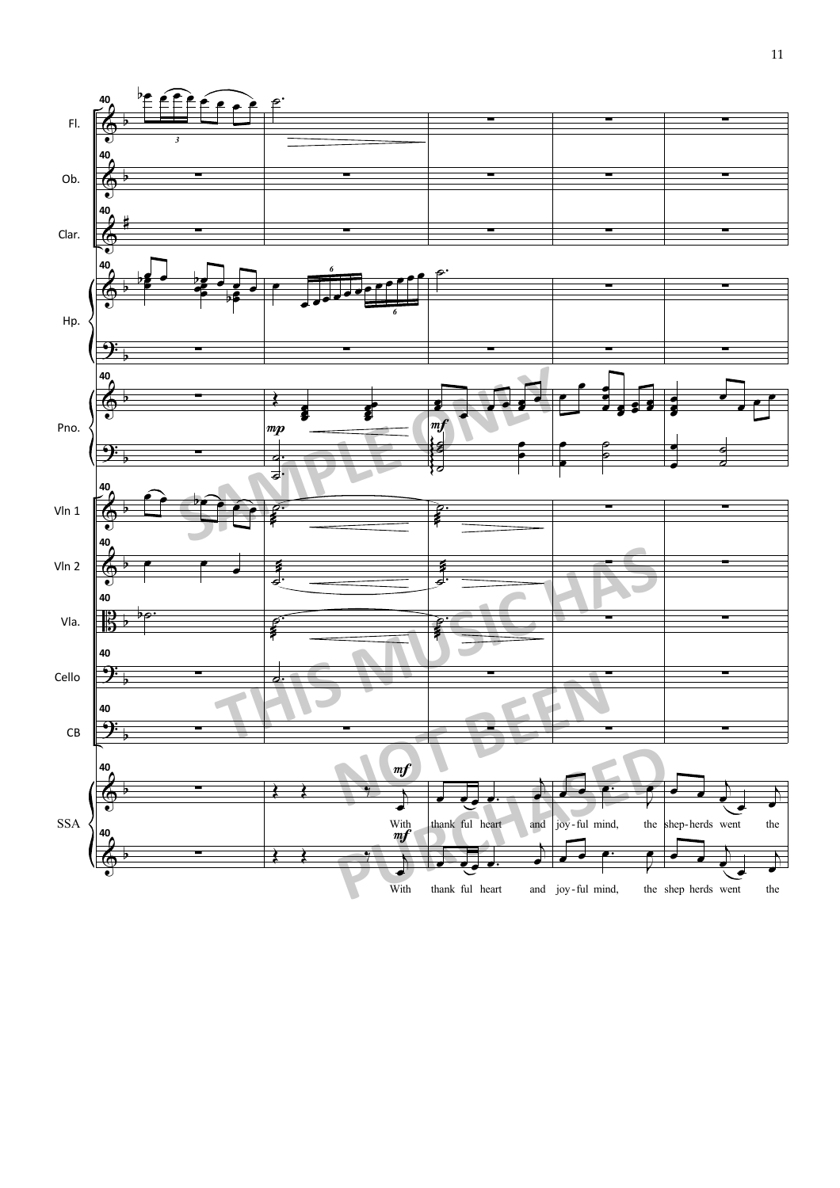Fl.

Ob.

Clar.

Hp.

Pno.

Vln 1

Vln 2

Vla.

Cello

CB

SSA

With thank ful heart and joy-ful mind, the shep-herds went the

With thank ful heart and joy-ful mind, the shep herds went the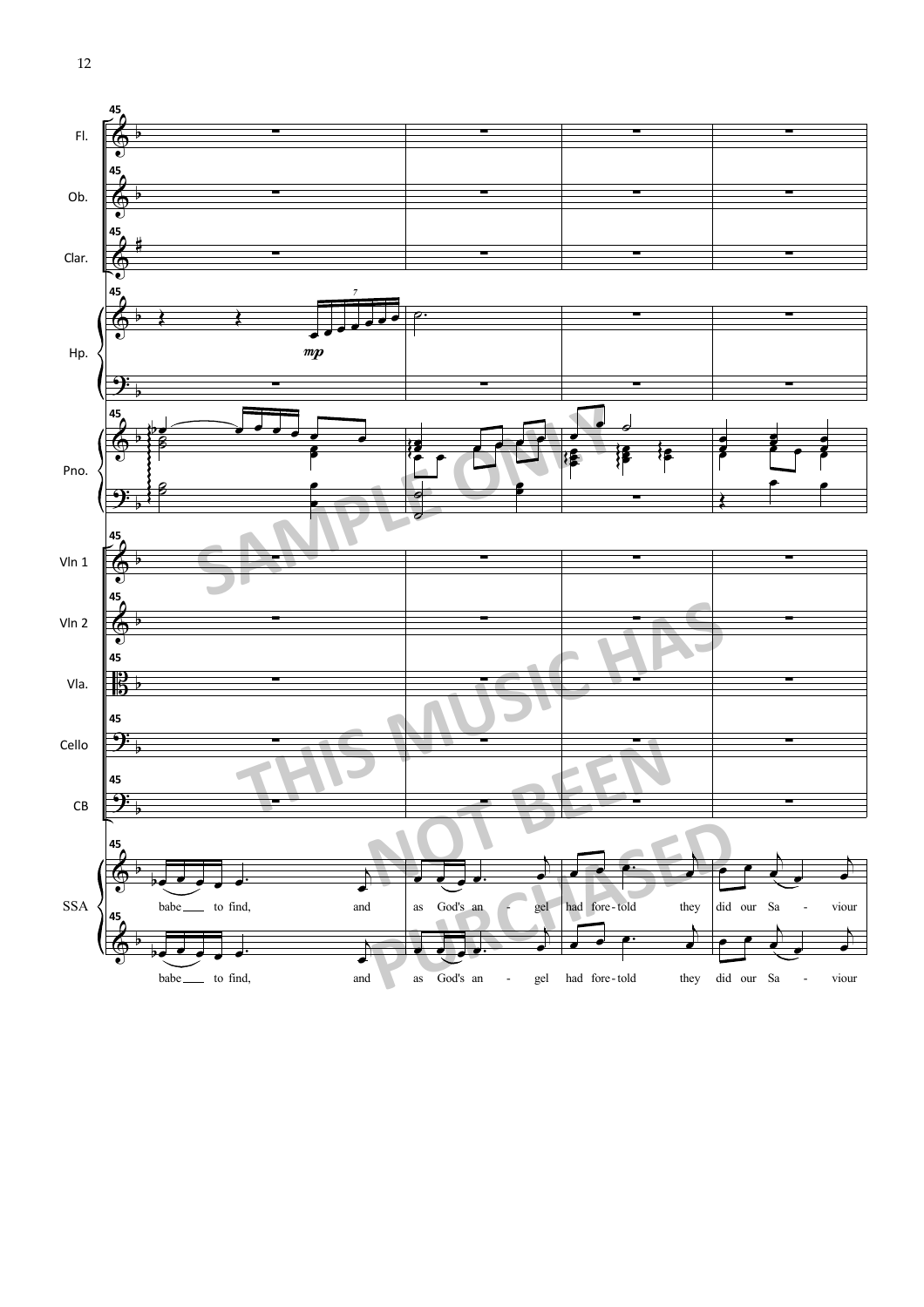Fl.

Ob.

Clar.

Hp.

*mp*

Pno.

Vln 1

Vln 2

Vla.

Cello

CB

SSA

babe to find, and as God's an - gel had fore-told they did our Sa - viour

babe to find, and as God's an - gel had fore-told they did our Sa - viour

SAMPLE ONLY

THIS MUSIC HAS NOT BEEN PURCHASED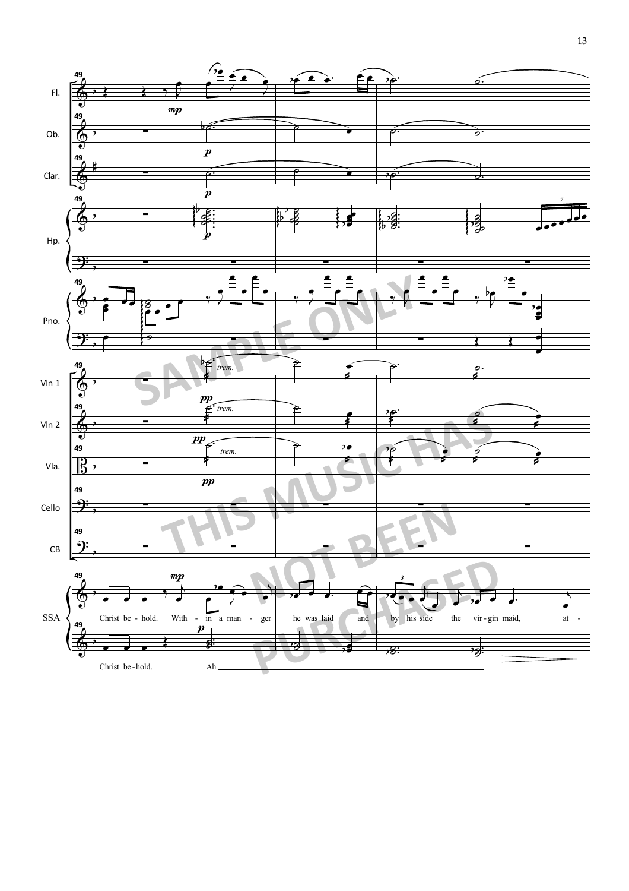Fl.

Ob.

Clar.

Hp.

Pno.

Vln 1

Vln 2

Vla.

Cello

CB

SSA

Christ be - hold. With - in a man - ger he was laid and by his side the vir - gin maid, at -

Christ be - hold. Ah

SAMPLE ONLY

THIS MUSIC HAS NOT BEEN PURCHASED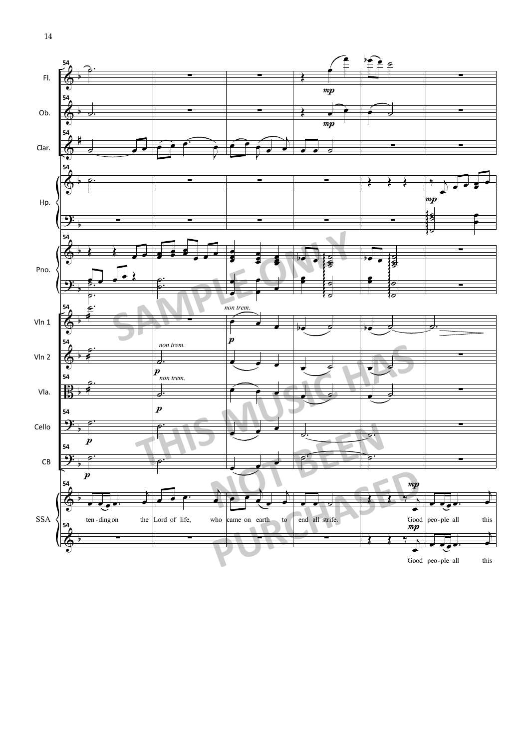Fl.

Ob.

Clar.

Hp.

Pno.

Vln 1

Vln 2

Vla.

Cello

CB

SSA

*non trem.*

*non trem.*

*non trem.*

ten - ding on the Lord of life, who came on earth to end all strife. Good peo - ple all this

Good peo - ple all this

SAMPLE ONLY

THIS MUSIC HAS NOT BEEN PURCHASED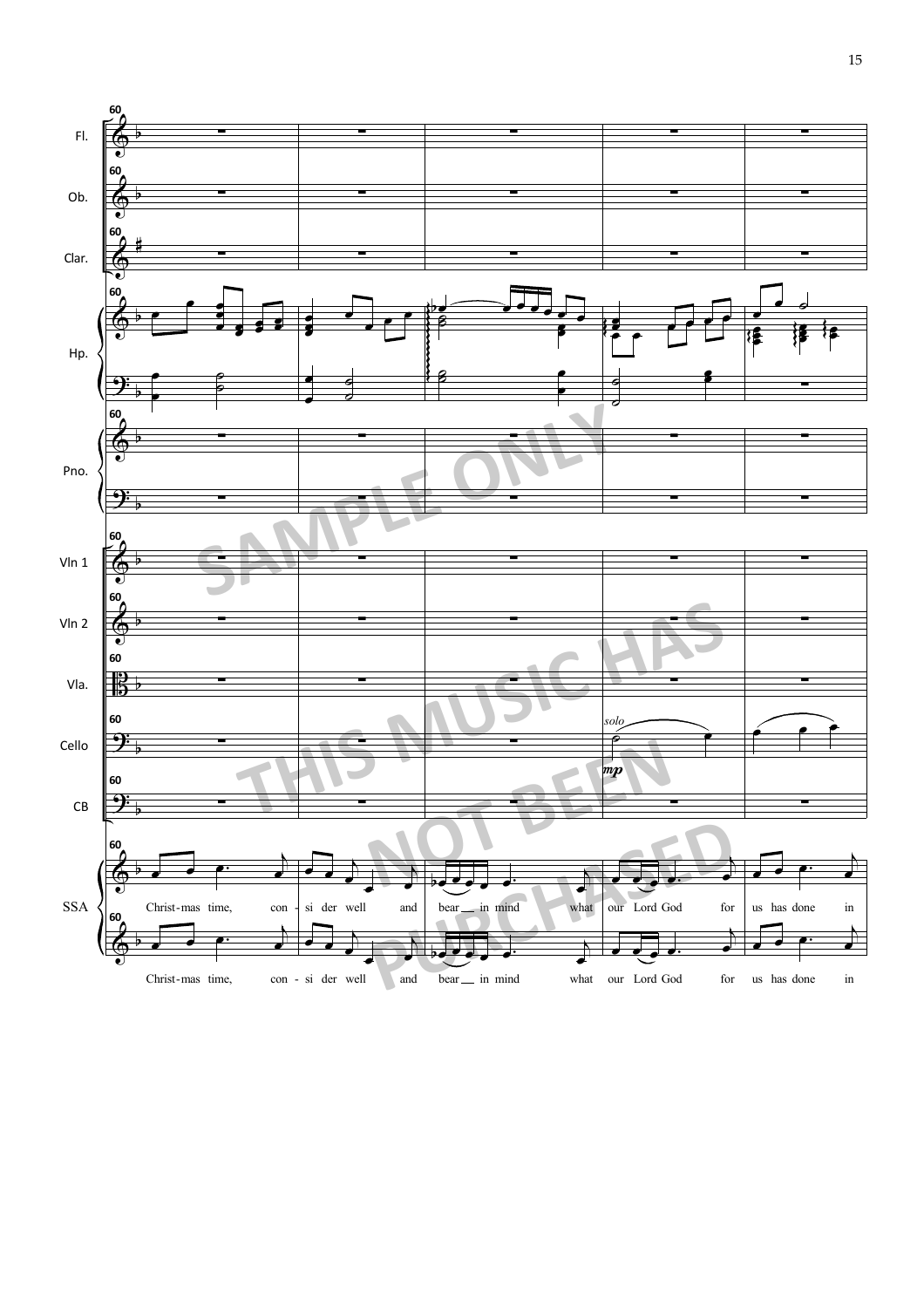Fl.

Ob.

Clar.

Hp.

Pno.

Vln 1

Vln 2

Vla.

Cello

*solo*

*mp*

CB

SSA

Christ-mas time, con - si der well and bear __ in mind what our Lord God for us has done in

Christ-mas time, con - si der well and bear __ in mind what our Lord God for us has done in

SAMPLE ONLY

THIS MUSIC HAS NOT BEEN PURCHASED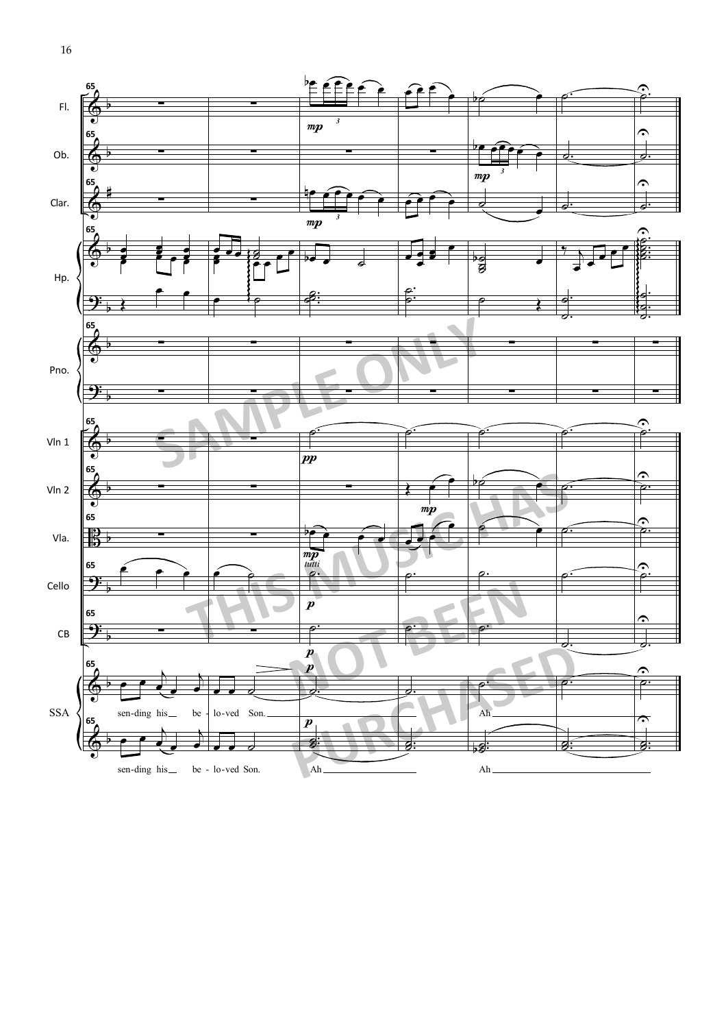sen-ding his be - lo-ved Son. Ah

sen-ding his be - lo-ved Son. Ah Ah